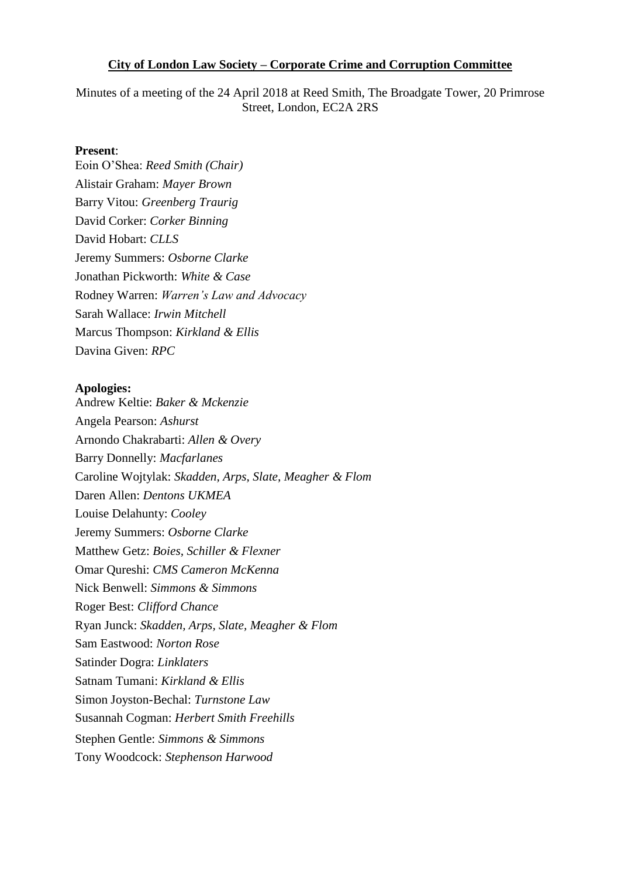**City of London Law Society – Corporate Crime and Corruption Committee**

Minutes of a meeting of the 24 April 2018 at Reed Smith, The Broadgate Tower, 20 Primrose Street, London, EC2A 2RS

**Present**:

Eoin O'Shea: *Reed Smith (Chair)*
Alistair Graham: *Mayer Brown*
Barry Vitou: *Greenberg Traurig*
David Corker: *Corker Binning*
David Hobart: *CLLS*
Jeremy Summers: *Osborne Clarke*
Jonathan Pickworth: *White & Case*
Rodney Warren: *Warren's Law and Advocacy*
Sarah Wallace: *Irwin Mitchell*
Marcus Thompson: *Kirkland & Ellis*
Davina Given: *RPC*

**Apologies:**

Andrew Keltie: *Baker & Mckenzie*
Angela Pearson: *Ashurst*
Arnondo Chakrabarti: *Allen & Overy*
Barry Donnelly: *Macfarlanes*
Caroline Wojtylak: *Skadden, Arps, Slate, Meagher & Flom*
Daren Allen: *Dentons UKMEA*
Louise Delahunty: *Cooley*
Jeremy Summers: *Osborne Clarke*
Matthew Getz: *Boies, Schiller & Flexner*
Omar Qureshi: *CMS Cameron McKenna*
Nick Benwell: *Simmons & Simmons*
Roger Best: *Clifford Chance*
Ryan Junck: *Skadden, Arps, Slate, Meagher & Flom*
Sam Eastwood: *Norton Rose*
Satinder Dogra: *Linklaters*
Satnam Tumani: *Kirkland & Ellis*
Simon Joyston-Bechal: *Turnstone Law*
Susannah Cogman: *Herbert Smith Freehills*
Stephen Gentle: *Simmons & Simmons*
Tony Woodcock: *Stephenson Harwood*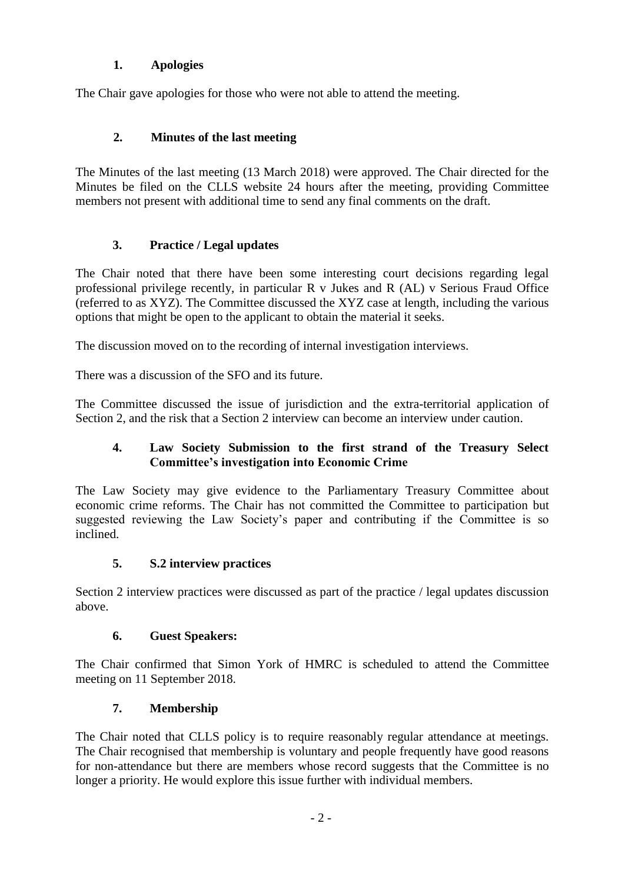## 1. Apologies

The Chair gave apologies for those who were not able to attend the meeting.

## 2. Minutes of the last meeting

The Minutes of the last meeting (13 March 2018) were approved. The Chair directed for the Minutes be filed on the CLLS website 24 hours after the meeting, providing Committee members not present with additional time to send any final comments on the draft.

## 3. Practice / Legal updates

The Chair noted that there have been some interesting court decisions regarding legal professional privilege recently, in particular R v Jukes and R (AL) v Serious Fraud Office (referred to as XYZ). The Committee discussed the XYZ case at length, including the various options that might be open to the applicant to obtain the material it seeks.

The discussion moved on to the recording of internal investigation interviews.

There was a discussion of the SFO and its future.

The Committee discussed the issue of jurisdiction and the extra-territorial application of Section 2, and the risk that a Section 2 interview can become an interview under caution.

## 4. Law Society Submission to the first strand of the Treasury Select Committee's investigation into Economic Crime

The Law Society may give evidence to the Parliamentary Treasury Committee about economic crime reforms. The Chair has not committed the Committee to participation but suggested reviewing the Law Society's paper and contributing if the Committee is so inclined.

## 5. S.2 interview practices

Section 2 interview practices were discussed as part of the practice / legal updates discussion above.

## 6. Guest Speakers:

The Chair confirmed that Simon York of HMRC is scheduled to attend the Committee meeting on 11 September 2018.

## 7. Membership

The Chair noted that CLLS policy is to require reasonably regular attendance at meetings. The Chair recognised that membership is voluntary and people frequently have good reasons for non-attendance but there are members whose record suggests that the Committee is no longer a priority. He would explore this issue further with individual members.